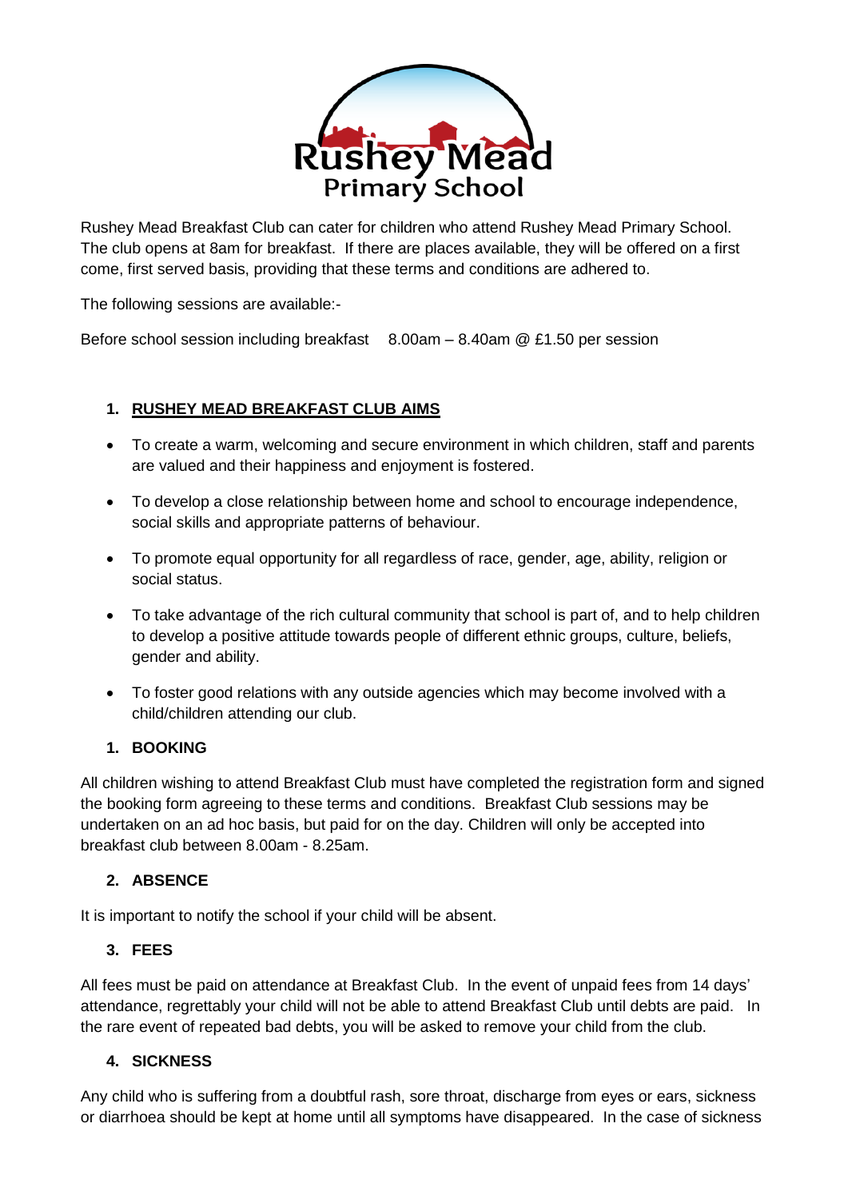Rushey Mead Breakfast Club can cater for children who attend Rushey Mead Primary School. The club opens at 8am for breakfast. If there are places available, they will be offered on a first come, first served basis, providing that these terms and conditions are adhered to.

The following sessions are available:-

Before school session including breakfast 8.00am – 8.40am @ £1.50 per session

1. **RUSHEY MEAD BREAKFAST CLUB AIMS**

- To create a warm, welcoming and secure environment in which children, staff and parents are valued and their happiness and enjoyment is fostered.
- To develop a close relationship between home and school to encourage independence, social skills and appropriate patterns of behaviour.
- To promote equal opportunity for all regardless of race, gender, age, ability, religion or social status.
- To take advantage of the rich cultural community that school is part of, and to help children to develop a positive attitude towards people of different ethnic groups, culture, beliefs, gender and ability.
- To foster good relations with any outside agencies which may become involved with a child/children attending our club.

1. **BOOKING**

All children wishing to attend Breakfast Club must have completed the registration form and signed the booking form agreeing to these terms and conditions. Breakfast Club sessions may be undertaken on an ad hoc basis, but paid for on the day. Children will only be accepted into breakfast club between 8.00am - 8.25am.

2. **ABSENCE**

It is important to notify the school if your child will be absent.

3. **FEES**

All fees must be paid on attendance at Breakfast Club. In the event of unpaid fees from 14 days' attendance, regrettably your child will not be able to attend Breakfast Club until debts are paid. In the rare event of repeated bad debts, you will be asked to remove your child from the club.

4. **SICKNESS**

Any child who is suffering from a doubtful rash, sore throat, discharge from eyes or ears, sickness or diarrhoea should be kept at home until all symptoms have disappeared. In the case of sickness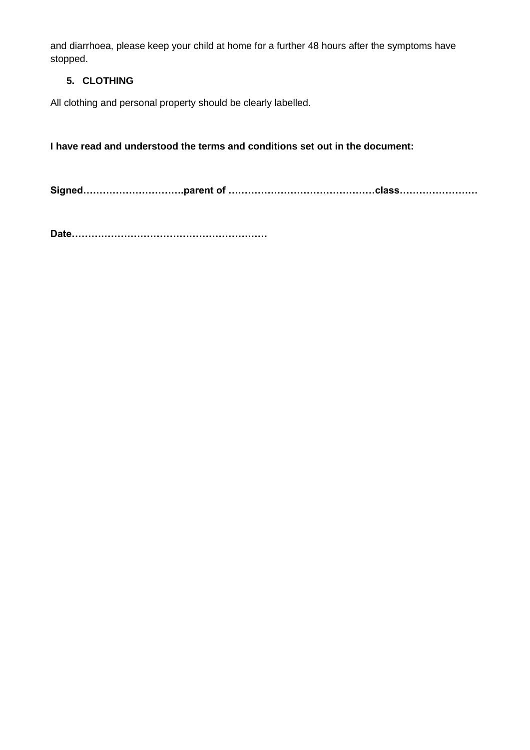and diarrhoea, please keep your child at home for a further 48 hours after the symptoms have stopped.

5. **CLOTHING**

All clothing and personal property should be clearly labelled.

**I have read and understood the terms and conditions set out in the document:**

**Signed………………………….parent of ………………………………………class……………………**

**Date……………………………………………………**